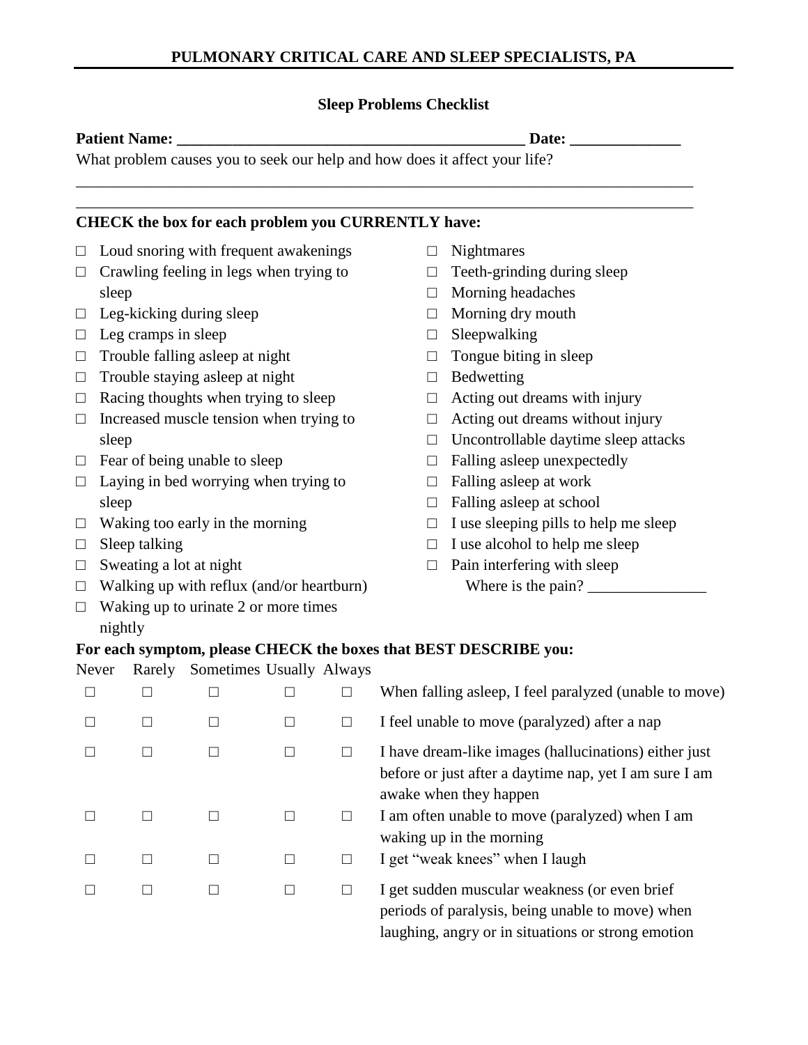**PULMONARY CRITICAL CARE AND SLEEP SPECIALISTS, PA**

**Sleep Problems Checklist**

**Patient Name: ___________________________________________ Date: ______________**

What problem causes you to seek our help and how does it affect your life?

_______________________________________________________________________________

_______________________________________________________________________________

**CHECK the box for each problem you CURRENTLY have:**

- □ Loud snoring with frequent awakenings
- □ Crawling feeling in legs when trying to sleep
- □ Leg-kicking during sleep
- □ Leg cramps in sleep
- □ Trouble falling asleep at night
- □ Trouble staying asleep at night
- □ Racing thoughts when trying to sleep
- □ Increased muscle tension when trying to sleep
- □ Fear of being unable to sleep
- □ Laying in bed worrying when trying to sleep
- □ Waking too early in the morning
- □ Sleep talking
- □ Sweating a lot at night
- □ Walking up with reflux (and/or heartburn)
- □ Waking up to urinate 2 or more times nightly
- □ Nightmares
- □ Teeth-grinding during sleep
- □ Morning headaches
- □ Morning dry mouth
- □ Sleepwalking
- □ Tongue biting in sleep
- □ Bedwetting
- □ Acting out dreams with injury
- □ Acting out dreams without injury
- □ Uncontrollable daytime sleep attacks
- □ Falling asleep unexpectedly
- □ Falling asleep at work
- □ Falling asleep at school
- □ I use sleeping pills to help me sleep
- □ I use alcohol to help me sleep
- □ Pain interfering with sleep
  Where is the pain? _______________

**For each symptom, please CHECK the boxes that BEST DESCRIBE you:**

| Never | Rarely | Sometimes | Usually | Always | |
|---|---|---|---|---|---|
| □ | □ | □ | □ | □ | When falling asleep, I feel paralyzed (unable to move) |
| □ | □ | □ | □ | □ | I feel unable to move (paralyzed) after a nap |
| □ | □ | □ | □ | □ | I have dream-like images (hallucinations) either just before or just after a daytime nap, yet I am sure I am awake when they happen |
| □ | □ | □ | □ | □ | I am often unable to move (paralyzed) when I am waking up in the morning |
| □ | □ | □ | □ | □ | I get "weak knees" when I laugh |
| □ | □ | □ | □ | □ | I get sudden muscular weakness (or even brief periods of paralysis, being unable to move) when laughing, angry or in situations or strong emotion |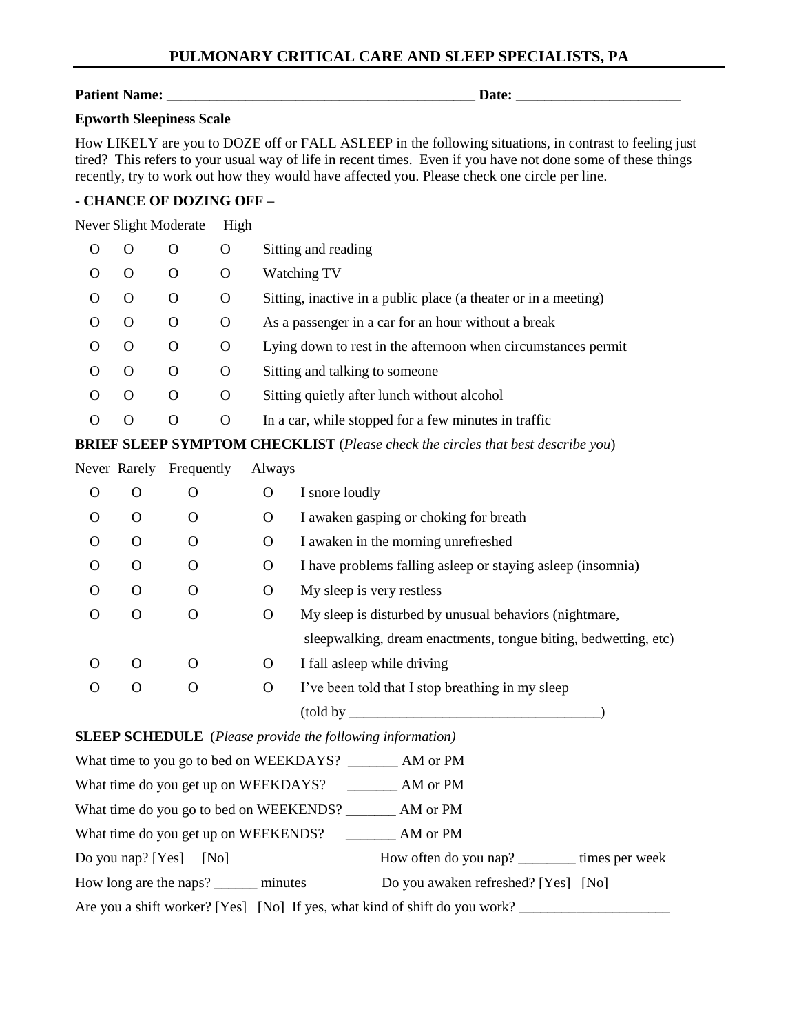# PULMONARY CRITICAL CARE AND SLEEP SPECIALISTS, PA

**Patient Name: ___________________________________________ Date: _______________________**

**Epworth Sleepiness Scale**

How LIKELY are you to DOZE off or FALL ASLEEP in the following situations, in contrast to feeling just tired? This refers to your usual way of life in recent times. Even if you have not done some of these things recently, try to work out how they would have affected you. Please check one circle per line.

**- CHANCE OF DOZING OFF –**

| Never | Slight | Moderate | High | |
|---|---|---|---|---|
| O | O | O | O | Sitting and reading |
| O | O | O | O | Watching TV |
| O | O | O | O | Sitting, inactive in a public place (a theater or in a meeting) |
| O | O | O | O | As a passenger in a car for an hour without a break |
| O | O | O | O | Lying down to rest in the afternoon when circumstances permit |
| O | O | O | O | Sitting and talking to someone |
| O | O | O | O | Sitting quietly after lunch without alcohol |
| O | O | O | O | In a car, while stopped for a few minutes in traffic |

**BRIEF SLEEP SYMPTOM CHECKLIST** (*Please check the circles that best describe you*)

| Never | Rarely | Frequently | Always | |
|---|---|---|---|---|
| O | O | O | O | I snore loudly |
| O | O | O | O | I awaken gasping or choking for breath |
| O | O | O | O | I awaken in the morning unrefreshed |
| O | O | O | O | I have problems falling asleep or staying asleep (insomnia) |
| O | O | O | O | My sleep is very restless |
| O | O | O | O | My sleep is disturbed by unusual behaviors (nightmare, sleepwalking, dream enactments, tongue biting, bedwetting, etc) |
| O | O | O | O | I fall asleep while driving |
| O | O | O | O | I've been told that I stop breathing in my sleep (told by ___________________________________) |

**SLEEP SCHEDULE** (*Please provide the following information)*

What time to you go to bed on WEEKDAYS? _______ AM or PM

What time do you get up on WEEKDAYS? _______ AM or PM

What time do you go to bed on WEEKENDS? _______ AM or PM

What time do you get up on WEEKENDS? _______ AM or PM

Do you nap? [Yes] [No] How often do you nap? ________ times per week

How long are the naps? ______ minutes Do you awaken refreshed? [Yes] [No]

Are you a shift worker? [Yes] [No] If yes, what kind of shift do you work? _____________________